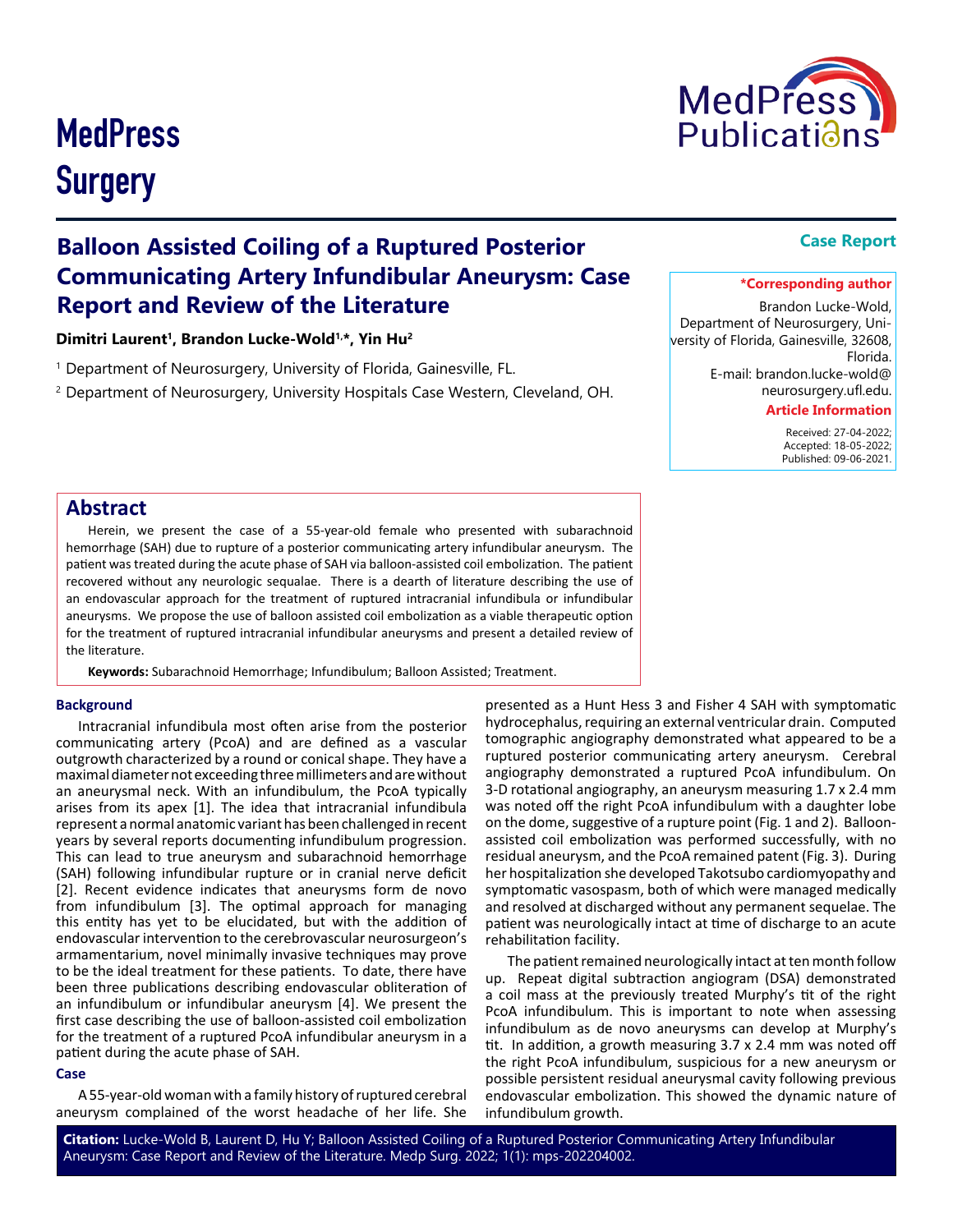MedPress Surgery

**Case Report**

# Balloon Assisted Coiling of a Ruptured Posterior Communicating Artery Infundibular Aneurysm: Case Report and Review of the Literature

**Dimitri Laurent[1], Brandon Lucke-Wold[1,*], Yin Hu[2]**

[1] Department of Neurosurgery, University of Florida, Gainesville, FL.

[2] Department of Neurosurgery, University Hospitals Case Western, Cleveland, OH.

**\*Corresponding author**

Brandon Lucke-Wold, Department of Neurosurgery, University of Florida, Gainesville, 32608, Florida.
E-mail: brandon.lucke-wold@neurosurgery.ufl.edu.

**Article Information**

Received: 27-04-2022;
Accepted: 18-05-2022;
Published: 09-06-2021.

## Abstract

Herein, we present the case of a 55-year-old female who presented with subarachnoid hemorrhage (SAH) due to rupture of a posterior communicating artery infundibular aneurysm. The patient was treated during the acute phase of SAH via balloon-assisted coil embolization. The patient recovered without any neurologic sequalae. There is a dearth of literature describing the use of an endovascular approach for the treatment of ruptured intracranial infundibula or infundibular aneurysms. We propose the use of balloon assisted coil embolization as a viable therapeutic option for the treatment of ruptured intracranial infundibular aneurysms and present a detailed review of the literature.

**Keywords:** Subarachnoid Hemorrhage; Infundibulum; Balloon Assisted; Treatment.

### Background

Intracranial infundibula most often arise from the posterior communicating artery (PcoA) and are defined as a vascular outgrowth characterized by a round or conical shape. They have a maximal diameter not exceeding three millimeters and are without an aneurysmal neck. With an infundibulum, the PcoA typically arises from its apex [1]. The idea that intracranial infundibula represent a normal anatomic variant has been challenged in recent years by several reports documenting infundibulum progression. This can lead to true aneurysm and subarachnoid hemorrhage (SAH) following infundibular rupture or in cranial nerve deficit [2]. Recent evidence indicates that aneurysms form de novo from infundibulum [3]. The optimal approach for managing this entity has yet to be elucidated, but with the addition of endovascular intervention to the cerebrovascular neurosurgeon's armamentarium, novel minimally invasive techniques may prove to be the ideal treatment for these patients. To date, there have been three publications describing endovascular obliteration of an infundibulum or infundibular aneurysm [4]. We present the first case describing the use of balloon-assisted coil embolization for the treatment of a ruptured PcoA infundibular aneurysm in a patient during the acute phase of SAH.

### Case

A 55-year-old woman with a family history of ruptured cerebral aneurysm complained of the worst headache of her life. She presented as a Hunt Hess 3 and Fisher 4 SAH with symptomatic hydrocephalus, requiring an external ventricular drain. Computed tomographic angiography demonstrated what appeared to be a ruptured posterior communicating artery aneurysm. Cerebral angiography demonstrated a ruptured PcoA infundibulum. On 3-D rotational angiography, an aneurysm measuring 1.7 x 2.4 mm was noted off the right PcoA infundibulum with a daughter lobe on the dome, suggestive of a rupture point (Fig. 1 and 2). Balloon-assisted coil embolization was performed successfully, with no residual aneurysm, and the PcoA remained patent (Fig. 3). During her hospitalization she developed Takotsubo cardiomyopathy and symptomatic vasospasm, both of which were managed medically and resolved at discharged without any permanent sequelae. The patient was neurologically intact at time of discharge to an acute rehabilitation facility.

The patient remained neurologically intact at ten month follow up. Repeat digital subtraction angiogram (DSA) demonstrated a coil mass at the previously treated Murphy's tit of the right PcoA infundibulum. This is important to note when assessing infundibulum as de novo aneurysms can develop at Murphy's tit. In addition, a growth measuring 3.7 x 2.4 mm was noted off the right PcoA infundibulum, suspicious for a new aneurysm or possible persistent residual aneurysmal cavity following previous endovascular embolization. This showed the dynamic nature of infundibulum growth.

**Citation:** Lucke-Wold B, Laurent D, Hu Y; Balloon Assisted Coiling of a Ruptured Posterior Communicating Artery Infundibular Aneurysm: Case Report and Review of the Literature. Medp Surg. 2022; 1(1): mps-202204002.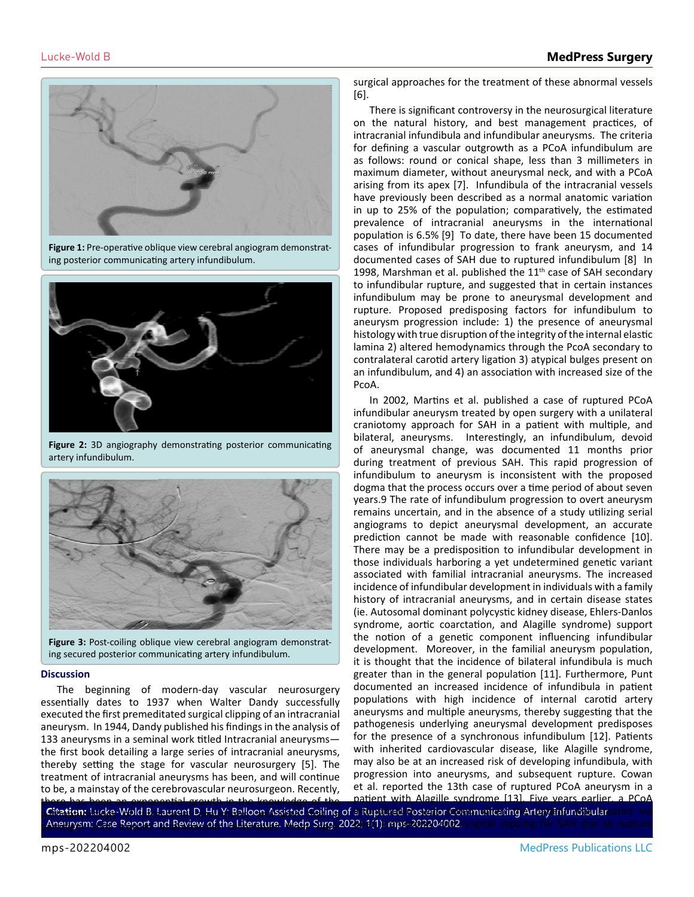Figure 1: Pre-operative oblique view cerebral angiogram demonstrating posterior communicating artery infundibulum.

Figure 2: 3D angiography demonstrating posterior communicating artery infundibulum.

Figure 3: Post-coiling oblique view cerebral angiogram demonstrating secured posterior communicating artery infundibulum.

## Discussion

The beginning of modern-day vascular neurosurgery essentially dates to 1937 when Walter Dandy successfully executed the first premeditated surgical clipping of an intracranial aneurysm. In 1944, Dandy published his findings in the analysis of 133 aneurysms in a seminal work titled Intracranial aneurysms—the first book detailing a large series of intracranial aneurysms, thereby setting the stage for vascular neurosurgery [5]. The treatment of intracranial aneurysms has been, and will continue to be, a mainstay of the cerebrovascular neurosurgeon. Recently, there has been an exponential growth in the knowledge of the surgical approaches for the treatment of these abnormal vessels [6].

There is significant controversy in the neurosurgical literature on the natural history, and best management practices, of intracranial infundibula and infundibular aneurysms. The criteria for defining a vascular outgrowth as a PCoA infundibulum are as follows: round or conical shape, less than 3 millimeters in maximum diameter, without aneurysmal neck, and with a PCoA arising from its apex [7]. Infundibula of the intracranial vessels have previously been described as a normal anatomic variation in up to 25% of the population; comparatively, the estimated prevalence of intracranial aneurysms in the international population is 6.5% [9] To date, there have been 15 documented cases of infundibular progression to frank aneurysm, and 14 documented cases of SAH due to ruptured infundibulum [8] In 1998, Marshman et al. published the 11th case of SAH secondary to infundibular rupture, and suggested that in certain instances infundibulum may be prone to aneurysmal development and rupture. Proposed predisposing factors for infundibulum to aneurysm progression include: 1) the presence of aneurysmal histology with true disruption of the integrity of the internal elastic lamina 2) altered hemodynamics through the PcoA secondary to contralateral carotid artery ligation 3) atypical bulges present on an infundibulum, and 4) an association with increased size of the PcoA.

In 2002, Martins et al. published a case of ruptured PCoA infundibular aneurysm treated by open surgery with a unilateral craniotomy approach for SAH in a patient with multiple, and bilateral, aneurysms. Interestingly, an infundibulum, devoid of aneurysmal change, was documented 11 months prior during treatment of previous SAH. This rapid progression of infundibulum to aneurysm is inconsistent with the proposed dogma that the process occurs over a time period of about seven years.9 The rate of infundibulum progression to overt aneurysm remains uncertain, and in the absence of a study utilizing serial angiograms to depict aneurysmal development, an accurate prediction cannot be made with reasonable confidence [10]. There may be a predisposition to infundibular development in those individuals harboring a yet undetermined genetic variant associated with familial intracranial aneurysms. The increased incidence of infundibular development in individuals with a family history of intracranial aneurysms, and in certain disease states (ie. Autosomal dominant polycystic kidney disease, Ehlers-Danlos syndrome, aortic coarctation, and Alagille syndrome) support the notion of a genetic component influencing infundibular development. Moreover, in the familial aneurysm population, it is thought that the incidence of bilateral infundibula is much greater than in the general population [11]. Furthermore, Punt documented an increased incidence of infundibula in patient populations with high incidence of internal carotid artery aneurysms and multiple aneurysms, thereby suggesting that the pathogenesis underlying aneurysmal development predisposes for the presence of a synchronous infundibulum [12]. Patients with inherited cardiovascular disease, like Alagille syndrome, may also be at an increased risk of developing infundibula, with progression into aneurysms, and subsequent rupture. Cowan et al. reported the 13th case of ruptured PCoA aneurysm in a patient with Alagille syndrome [13]. Five years earlier, a PCoA

**Citation:** Lucke-Wold B, Laurent D, Hu Y: Balloon Assisted Coiling of a Ruptured Posterior Communicating Artery Infundibular Aneurysm: Case Report and Review of the Literature. Medp Surg. 2022; 1(1): mps-202204002.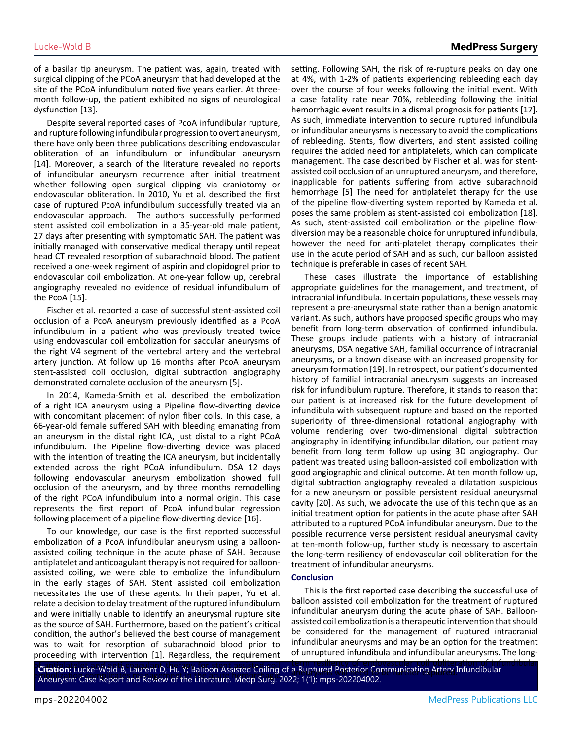of a basilar tip aneurysm. The patient was, again, treated with surgical clipping of the PCoA aneurysm that had developed at the site of the PCoA infundibulum noted five years earlier. At three-month follow-up, the patient exhibited no signs of neurological dysfunction [13].

Despite several reported cases of PcoA infundibular rupture, and rupture following infundibular progression to overt aneurysm, there have only been three publications describing endovascular obliteration of an infundibulum or infundibular aneurysm [14]. Moreover, a search of the literature revealed no reports of infundibular aneurysm recurrence after initial treatment whether following open surgical clipping via craniotomy or endovascular obliteration. In 2010, Yu et al. described the first case of ruptured PcoA infundibulum successfully treated via an endovascular approach. The authors successfully performed stent assisted coil embolization in a 35-year-old male patient, 27 days after presenting with symptomatic SAH. The patient was initially managed with conservative medical therapy until repeat head CT revealed resorption of subarachnoid blood. The patient received a one-week regiment of aspirin and clopidogrel prior to endovascular coil embolization. At one-year follow up, cerebral angiography revealed no evidence of residual infundibulum of the PcoA [15].

Fischer et al. reported a case of successful stent-assisted coil occlusion of a PcoA aneurysm previously identified as a PcoA infundibulum in a patient who was previously treated twice using endovascular coil embolization for saccular aneurysms of the right V4 segment of the vertebral artery and the vertebral artery junction. At follow up 16 months after PcoA aneurysm stent-assisted coil occlusion, digital subtraction angiography demonstrated complete occlusion of the aneurysm [5].

In 2014, Kameda-Smith et al. described the embolization of a right ICA aneurysm using a Pipeline flow-diverting device with concomitant placement of nylon fiber coils. In this case, a 66-year-old female suffered SAH with bleeding emanating from an aneurysm in the distal right ICA, just distal to a right PCoA infundibulum. The Pipeline flow-diverting device was placed with the intention of treating the ICA aneurysm, but incidentally extended across the right PCoA infundibulum. DSA 12 days following endovascular aneurysm embolization showed full occlusion of the aneurysm, and by three months remodelling of the right PCoA infundibulum into a normal origin. This case represents the first report of PcoA infundibular regression following placement of a pipeline flow-diverting device [16].

To our knowledge, our case is the first reported successful embolization of a PcoA infundibular aneurysm using a balloon-assisted coiling technique in the acute phase of SAH. Because antiplatelet and anticoagulant therapy is not required for balloon-assisted coiling, we were able to embolize the infundibulum in the early stages of SAH. Stent assisted coil embolization necessitates the use of these agents. In their paper, Yu et al. relate a decision to delay treatment of the ruptured infundibulum and were initially unable to identify an aneurysmal rupture site as the source of SAH. Furthermore, based on the patient's critical condition, the author's believed the best course of management was to wait for resorption of subarachnoid blood prior to proceeding with intervention [1]. Regardless, the requirement

setting. Following SAH, the risk of re-rupture peaks on day one at 4%, with 1-2% of patients experiencing rebleeding each day over the course of four weeks following the initial event. With a case fatality rate near 70%, rebleeding following the initial hemorrhagic event results in a dismal prognosis for patients [17]. As such, immediate intervention to secure ruptured infundibula or infundibular aneurysms is necessary to avoid the complications of rebleeding. Stents, flow diverters, and stent assisted coiling requires the added need for antiplatelets, which can complicate management. The case described by Fischer et al. was for stent-assisted coil occlusion of an unruptured aneurysm, and therefore, inapplicable for patients suffering from active subarachnoid hemorrhage [5] The need for antiplatelet therapy for the use of the pipeline flow-diverting system reported by Kameda et al. poses the same problem as stent-assisted coil embolization [18]. As such, stent-assisted coil embolization or the pipeline flow-diversion may be a reasonable choice for unruptured infundibula, however the need for anti-platelet therapy complicates their use in the acute period of SAH and as such, our balloon assisted technique is preferable in cases of recent SAH.

These cases illustrate the importance of establishing appropriate guidelines for the management, and treatment, of intracranial infundibula. In certain populations, these vessels may represent a pre-aneurysmal state rather than a benign anatomic variant. As such, authors have proposed specific groups who may benefit from long-term observation of confirmed infundibula. These groups include patients with a history of intracranial aneurysms, DSA negative SAH, familial occurrence of intracranial aneurysms, or a known disease with an increased propensity for aneurysm formation [19]. In retrospect, our patient's documented history of familial intracranial aneurysm suggests an increased risk for infundibulum rupture. Therefore, it stands to reason that our patient is at increased risk for the future development of infundibula with subsequent rupture and based on the reported superiority of three-dimensional rotational angiography with volume rendering over two-dimensional digital subtraction angiography in identifying infundibular dilation, our patient may benefit from long term follow up using 3D angiography. Our patient was treated using balloon-assisted coil embolization with good angiographic and clinical outcome. At ten month follow up, digital subtraction angiography revealed a dilatation suspicious for a new aneurysm or possible persistent residual aneurysmal cavity [20]. As such, we advocate the use of this technique as an initial treatment option for patients in the acute phase after SAH attributed to a ruptured PCoA infundibular aneurysm. Due to the possible recurrence verse persistent residual aneurysmal cavity at ten-month follow-up, further study is necessary to ascertain the long-term resiliency of endovascular coil obliteration for the treatment of infundibular aneurysms.

## Conclusion

This is the first reported case describing the successful use of balloon assisted coil embolization for the treatment of ruptured infundibular aneurysm during the acute phase of SAH. Balloon-assisted coil embolization is a therapeutic intervention that should be considered for the management of ruptured intracranial infundibular aneurysms and may be an option for the treatment of unruptured infundibula and infundibular aneurysms. The long-

**Citation:** Lucke-Wold B, Laurent D, Hu Y; Balloon Assisted Coiling of a Ruptured Posterior Communicating Artery Infundibular Aneurysm: Case Report and Review of the Literature. Medp Surg. 2022; 1(1): mps-202204002.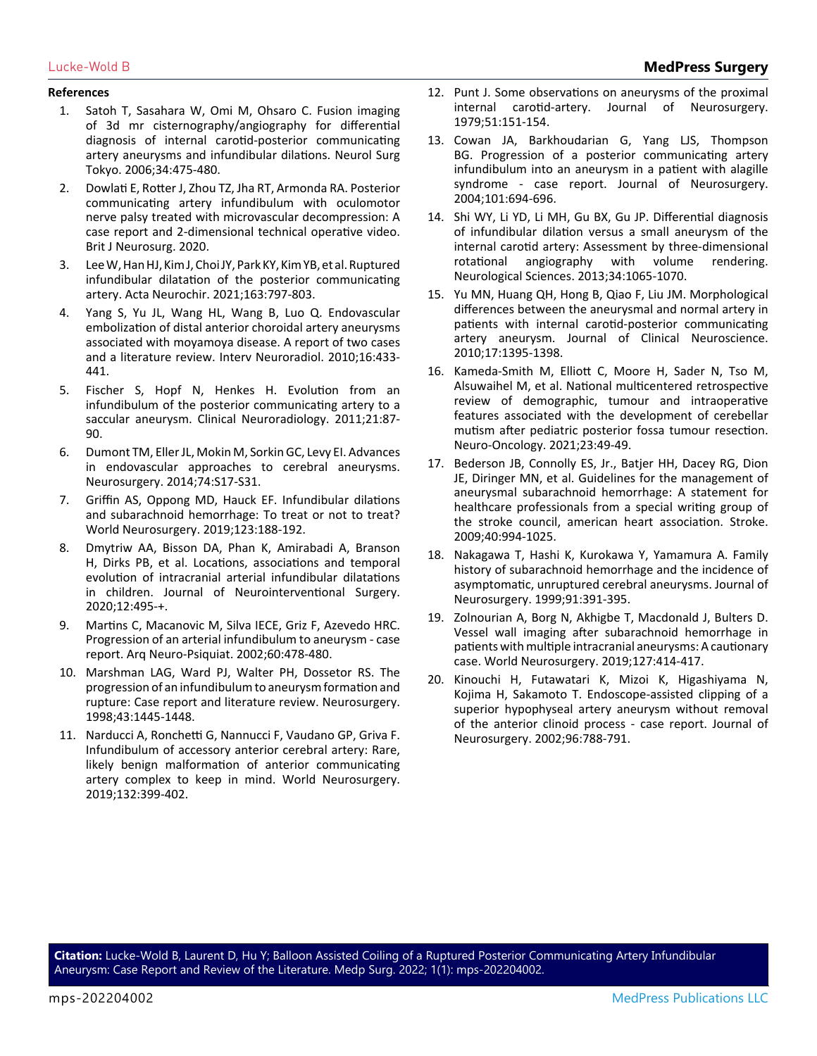**References**

1. Satoh T, Sasahara W, Omi M, Ohsaro C. Fusion imaging of 3d mr cisternography/angiography for differential diagnosis of internal carotid-posterior communicating artery aneurysms and infundibular dilations. Neurol Surg Tokyo. 2006;34:475-480.
2. Dowlati E, Rotter J, Zhou TZ, Jha RT, Armonda RA. Posterior communicating artery infundibulum with oculomotor nerve palsy treated with microvascular decompression: A case report and 2-dimensional technical operative video. Brit J Neurosurg. 2020.
3. Lee W, Han HJ, Kim J, Choi JY, Park KY, Kim YB, et al. Ruptured infundibular dilatation of the posterior communicating artery. Acta Neurochir. 2021;163:797-803.
4. Yang S, Yu JL, Wang HL, Wang B, Luo Q. Endovascular embolization of distal anterior choroidal artery aneurysms associated with moyamoya disease. A report of two cases and a literature review. Interv Neuroradiol. 2010;16:433-441.
5. Fischer S, Hopf N, Henkes H. Evolution from an infundibulum of the posterior communicating artery to a saccular aneurysm. Clinical Neuroradiology. 2011;21:87-90.
6. Dumont TM, Eller JL, Mokin M, Sorkin GC, Levy EI. Advances in endovascular approaches to cerebral aneurysms. Neurosurgery. 2014;74:S17-S31.
7. Griffin AS, Oppong MD, Hauck EF. Infundibular dilations and subarachnoid hemorrhage: To treat or not to treat? World Neurosurgery. 2019;123:188-192.
8. Dmytriw AA, Bisson DA, Phan K, Amirabadi A, Branson H, Dirks PB, et al. Locations, associations and temporal evolution of intracranial arterial infundibular dilatations in children. Journal of Neurointerventional Surgery. 2020;12:495-+.
9. Martins C, Macanovic M, Silva IECE, Griz F, Azevedo HRC. Progression of an arterial infundibulum to aneurysm - case report. Arq Neuro-Psiquiat. 2002;60:478-480.
10. Marshman LAG, Ward PJ, Walter PH, Dossetor RS. The progression of an infundibulum to aneurysm formation and rupture: Case report and literature review. Neurosurgery. 1998;43:1445-1448.
11. Narducci A, Ronchetti G, Nannucci F, Vaudano GP, Griva F. Infundibulum of accessory anterior cerebral artery: Rare, likely benign malformation of anterior communicating artery complex to keep in mind. World Neurosurgery. 2019;132:399-402.
12. Punt J. Some observations on aneurysms of the proximal internal carotid-artery. Journal of Neurosurgery. 1979;51:151-154.
13. Cowan JA, Barkhoudarian G, Yang LJS, Thompson BG. Progression of a posterior communicating artery infundibulum into an aneurysm in a patient with alagille syndrome - case report. Journal of Neurosurgery. 2004;101:694-696.
14. Shi WY, Li YD, Li MH, Gu BX, Gu JP. Differential diagnosis of infundibular dilation versus a small aneurysm of the internal carotid artery: Assessment by three-dimensional rotational angiography with volume rendering. Neurological Sciences. 2013;34:1065-1070.
15. Yu MN, Huang QH, Hong B, Qiao F, Liu JM. Morphological differences between the aneurysmal and normal artery in patients with internal carotid-posterior communicating artery aneurysm. Journal of Clinical Neuroscience. 2010;17:1395-1398.
16. Kameda-Smith M, Elliott C, Moore H, Sader N, Tso M, Alsuwaihel M, et al. National multicentered retrospective review of demographic, tumour and intraoperative features associated with the development of cerebellar mutism after pediatric posterior fossa tumour resection. Neuro-Oncology. 2021;23:49-49.
17. Bederson JB, Connolly ES, Jr., Batjer HH, Dacey RG, Dion JE, Diringer MN, et al. Guidelines for the management of aneurysmal subarachnoid hemorrhage: A statement for healthcare professionals from a special writing group of the stroke council, american heart association. Stroke. 2009;40:994-1025.
18. Nakagawa T, Hashi K, Kurokawa Y, Yamamura A. Family history of subarachnoid hemorrhage and the incidence of asymptomatic, unruptured cerebral aneurysms. Journal of Neurosurgery. 1999;91:391-395.
19. Zolnourian A, Borg N, Akhigbe T, Macdonald J, Bulters D. Vessel wall imaging after subarachnoid hemorrhage in patients with multiple intracranial aneurysms: A cautionary case. World Neurosurgery. 2019;127:414-417.
20. Kinouchi H, Futawatari K, Mizoi K, Higashiyama N, Kojima H, Sakamoto T. Endoscope-assisted clipping of a superior hypophyseal artery aneurysm without removal of the anterior clinoid process - case report. Journal of Neurosurgery. 2002;96:788-791.

**Citation:** Lucke-Wold B, Laurent D, Hu Y; Balloon Assisted Coiling of a Ruptured Posterior Communicating Artery Infundibular Aneurysm: Case Report and Review of the Literature. Medp Surg. 2022; 1(1): mps-202204002.